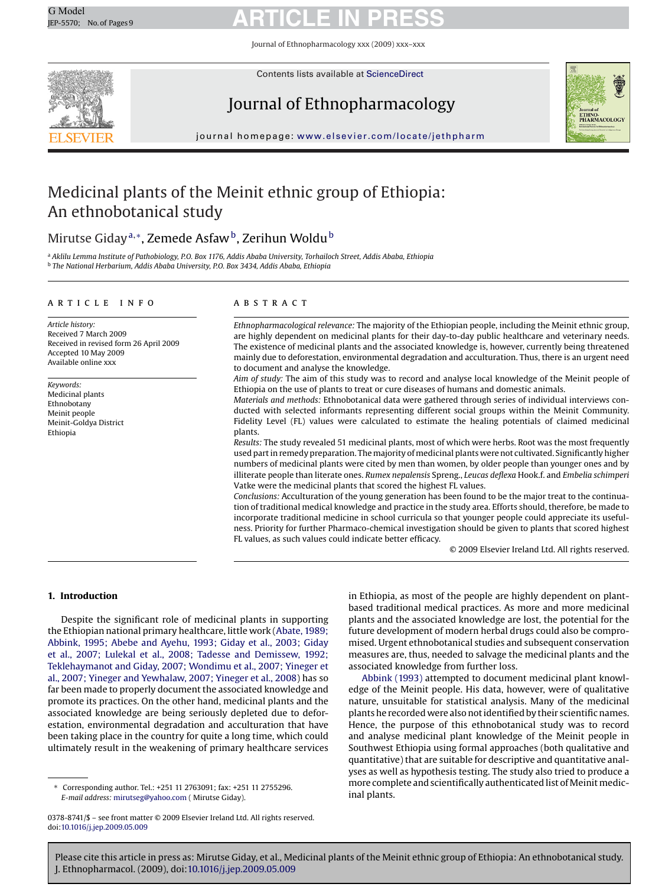# Medicinal plants of the Meinit ethnic group of Ethiopia: An ethnobotanical study

Mirutse Giday[a,*], Zemede Asfaw[b], Zerihun Woldu[b]

[a] Aklilu Lemma Institute of Pathobiology, P.O. Box 1176, Addis Ababa University, Torhailoch Street, Addis Ababa, Ethiopia
[b] The National Herbarium, Addis Ababa University, P.O. Box 3434, Addis Ababa, Ethiopia

**ARTICLE INFO**

*Article history:*
Received 7 March 2009
Received in revised form 26 April 2009
Accepted 10 May 2009
Available online xxx

*Keywords:*
Medicinal plants
Ethnobotany
Meinit people
Meinit-Goldya District
Ethiopia

**ABSTRACT**

*Ethnopharmacological relevance:* The majority of the Ethiopian people, including the Meinit ethnic group, are highly dependent on medicinal plants for their day-to-day public healthcare and veterinary needs. The existence of medicinal plants and the associated knowledge is, however, currently being threatened mainly due to deforestation, environmental degradation and acculturation. Thus, there is an urgent need to document and analyse the knowledge.

*Aim of study:* The aim of this study was to record and analyse local knowledge of the Meinit people of Ethiopia on the use of plants to treat or cure diseases of humans and domestic animals.

*Materials and methods:* Ethnobotanical data were gathered through series of individual interviews conducted with selected informants representing different social groups within the Meinit Community. Fidelity Level (FL) values were calculated to estimate the healing potentials of claimed medicinal plants.

*Results:* The study revealed 51 medicinal plants, most of which were herbs. Root was the most frequently used part in remedy preparation. The majority of medicinal plants were not cultivated. Significantly higher numbers of medicinal plants were cited by men than women, by older people than younger ones and by illiterate people than literate ones. *Rumex nepalensis* Spreng., *Leucas deflexa* Hook.f. and *Embelia schimperi* Vatke were the medicinal plants that scored the highest FL values.

*Conclusions:* Acculturation of the young generation has been found to be the major treat to the continuation of traditional medical knowledge and practice in the study area. Efforts should, therefore, be made to incorporate traditional medicine in school curricula so that younger people could appreciate its usefulness. Priority for further Pharmaco-chemical investigation should be given to plants that scored highest FL values, as such values could indicate better efficacy.

© 2009 Elsevier Ireland Ltd. All rights reserved.

## 1. Introduction

Despite the significant role of medicinal plants in supporting the Ethiopian national primary healthcare, little work (Abate, 1989; Abbink, 1995; Abebe and Ayehu, 1993; Giday et al., 2003; Giday et al., 2007; Lulekal et al., 2008; Tadesse and Demissew, 1992; Teklehaymanot and Giday, 2007; Wondimu et al., 2007; Yineger et al., 2007; Yineger and Yewhalaw, 2007; Yineger et al., 2008) has so far been made to properly document the associated knowledge and promote its practices. On the other hand, medicinal plants and the associated knowledge are being seriously depleted due to deforestation, environmental degradation and acculturation that have been taking place in the country for quite a long time, which could ultimately result in the weakening of primary healthcare services in Ethiopia, as most of the people are highly dependent on plant-based traditional medical practices. As more and more medicinal plants and the associated knowledge are lost, the potential for the future development of modern herbal drugs could also be compromised. Urgent ethnobotanical studies and subsequent conservation measures are, thus, needed to salvage the medicinal plants and the associated knowledge from further loss.

Abbink (1993) attempted to document medicinal plant knowledge of the Meinit people. His data, however, were of qualitative nature, unsuitable for statistical analysis. Many of the medicinal plants he recorded were also not identified by their scientific names. Hence, the purpose of this ethnobotanical study was to record and analyse medicinal plant knowledge of the Meinit people in Southwest Ethiopia using formal approaches (both qualitative and quantitative) that are suitable for descriptive and quantitative analyses as well as hypothesis testing. The study also tried to produce a more complete and scientifically authenticated list of Meinit medicinal plants.

\* Corresponding author. Tel.: +251 11 2763091; fax: +251 11 2755296.
*E-mail address:* mirutseg@yahoo.com (Mirutse Giday).

0378-8741/$ – see front matter © 2009 Elsevier Ireland Ltd. All rights reserved.
doi:10.1016/j.jep.2009.05.009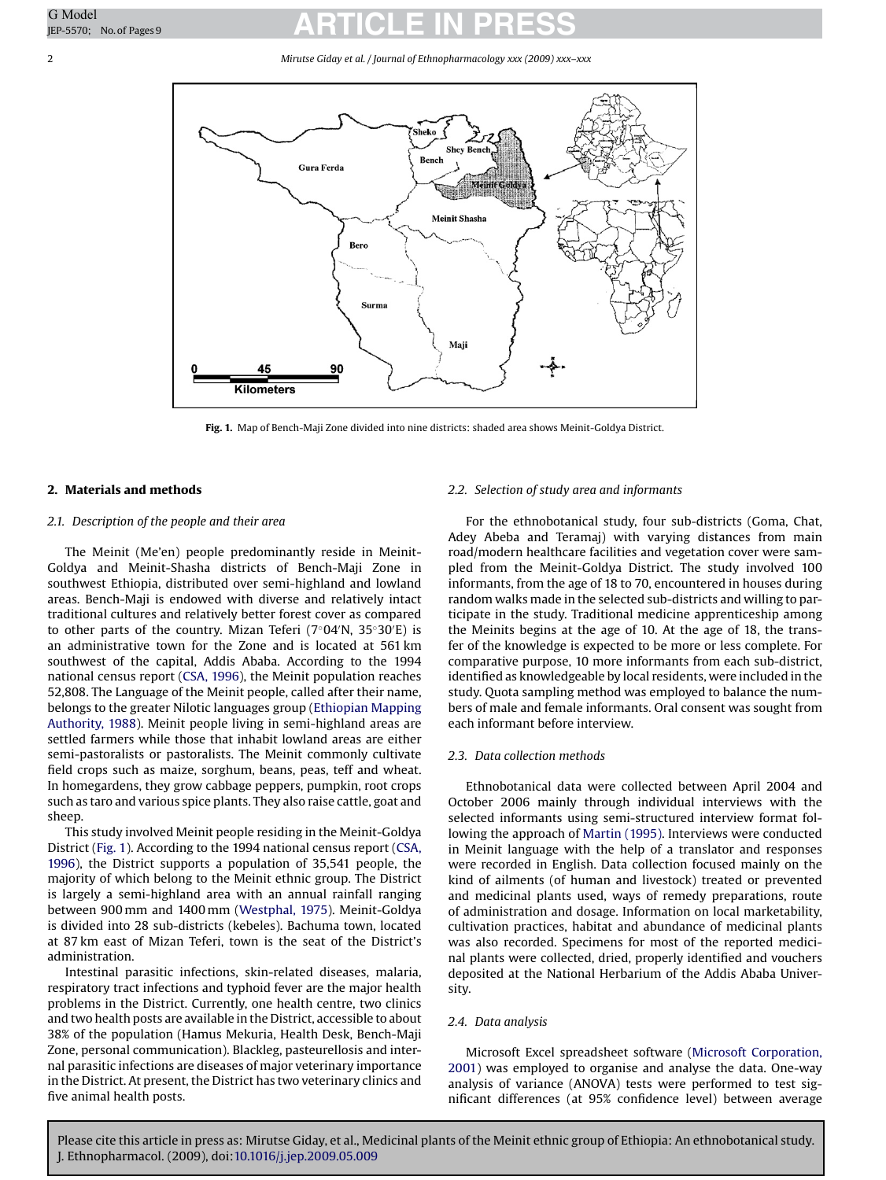Fig. 1. Map of Bench-Maji Zone divided into nine districts: shaded area shows Meinit-Goldya District.

## 2. Materials and methods

### 2.1. Description of the people and their area

The Meinit (Me'en) people predominantly reside in Meinit-Goldya and Meinit-Shasha districts of Bench-Maji Zone in southwest Ethiopia, distributed over semi-highland and lowland areas. Bench-Maji is endowed with diverse and relatively intact traditional cultures and relatively better forest cover as compared to other parts of the country. Mizan Teferi (7°04′N, 35°30′E) is an administrative town for the Zone and is located at 561 km southwest of the capital, Addis Ababa. According to the 1994 national census report (CSA, 1996), the Meinit population reaches 52,808. The Language of the Meinit people, called after their name, belongs to the greater Nilotic languages group (Ethiopian Mapping Authority, 1988). Meinit people living in semi-highland areas are settled farmers while those that inhabit lowland areas are either semi-pastoralists or pastoralists. The Meinit commonly cultivate field crops such as maize, sorghum, beans, peas, teff and wheat. In homegardens, they grow cabbage peppers, pumpkin, root crops such as taro and various spice plants. They also raise cattle, goat and sheep.

This study involved Meinit people residing in the Meinit-Goldya District (Fig. 1). According to the 1994 national census report (CSA, 1996), the District supports a population of 35,541 people, the majority of which belong to the Meinit ethnic group. The District is largely a semi-highland area with an annual rainfall ranging between 900 mm and 1400 mm (Westphal, 1975). Meinit-Goldya is divided into 28 sub-districts (kebeles). Bachuma town, located at 87 km east of Mizan Teferi, town is the seat of the District's administration.

Intestinal parasitic infections, skin-related diseases, malaria, respiratory tract infections and typhoid fever are the major health problems in the District. Currently, one health centre, two clinics and two health posts are available in the District, accessible to about 38% of the population (Hamus Mekuria, Health Desk, Bench-Maji Zone, personal communication). Blackleg, pasteurellosis and internal parasitic infections are diseases of major veterinary importance in the District. At present, the District has two veterinary clinics and five animal health posts.

### 2.2. Selection of study area and informants

For the ethnobotanical study, four sub-districts (Goma, Chat, Adey Abeba and Teramaj) with varying distances from main road/modern healthcare facilities and vegetation cover were sampled from the Meinit-Goldya District. The study involved 100 informants, from the age of 18 to 70, encountered in houses during random walks made in the selected sub-districts and willing to participate in the study. Traditional medicine apprenticeship among the Meinits begins at the age of 10. At the age of 18, the transfer of the knowledge is expected to be more or less complete. For comparative purpose, 10 more informants from each sub-district, identified as knowledgeable by local residents, were included in the study. Quota sampling method was employed to balance the numbers of male and female informants. Oral consent was sought from each informant before interview.

### 2.3. Data collection methods

Ethnobotanical data were collected between April 2004 and October 2006 mainly through individual interviews with the selected informants using semi-structured interview format following the approach of Martin (1995). Interviews were conducted in Meinit language with the help of a translator and responses were recorded in English. Data collection focused mainly on the kind of ailments (of human and livestock) treated or prevented and medicinal plants used, ways of remedy preparations, route of administration and dosage. Information on local marketability, cultivation practices, habitat and abundance of medicinal plants was also recorded. Specimens for most of the reported medicinal plants were collected, dried, properly identified and vouchers deposited at the National Herbarium of the Addis Ababa University.

### 2.4. Data analysis

Microsoft Excel spreadsheet software (Microsoft Corporation, 2001) was employed to organise and analyse the data. One-way analysis of variance (ANOVA) tests were performed to test significant differences (at 95% confidence level) between average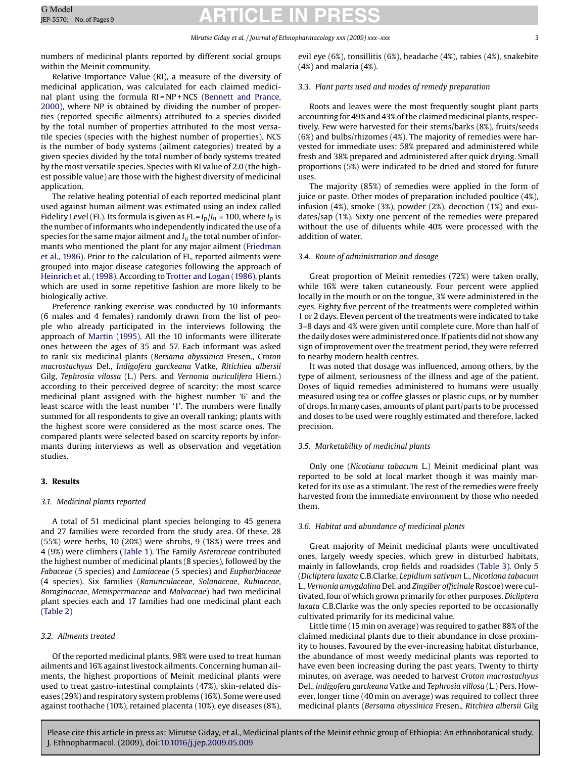numbers of medicinal plants reported by different social groups within the Meinit community.

Relative Importance Value (RI), a measure of the diversity of medicinal application, was calculated for each claimed medicinal plant using the formula RI = NP + NCS (Bennett and Prance, 2000), where NP is obtained by dividing the number of properties (reported specific ailments) attributed to a species divided by the total number of properties attributed to the most versatile species (species with the highest number of properties). NCS is the number of body systems (ailment categories) treated by a given species divided by the total number of body systems treated by the most versatile species. Species with RI value of 2.0 (the highest possible value) are those with the highest diversity of medicinal application.

The relative healing potential of each reported medicinal plant used against human ailment was estimated using an index called Fidelity Level (FL). Its formula is given as $FL = I_p/I_u \times 100$, where $I_p$ is the number of informants who independently indicated the use of a species for the same major ailment and $I_u$ the total number of informants who mentioned the plant for any major ailment (Friedman et al., 1986). Prior to the calculation of FL, reported ailments were grouped into major disease categories following the approach of Heinrich et al. (1998). According to Trotter and Logan (1986), plants which are used in some repetitive fashion are more likely to be biologically active.

Preference ranking exercise was conducted by 10 informants (6 males and 4 females) randomly drawn from the list of people who already participated in the interviews following the approach of Martin (1995). All the 10 informants were illiterate ones between the ages of 35 and 57. Each informant was asked to rank six medicinal plants (*Bersama abyssinica* Fresen., *Croton macrostachyus* Del., *Indigofera garckeana* Vatke, *Ritichiea albersii* Gilg, *Tephrosia vilossa* (L.) Pers. and *Vernonia auriculifera* Hiern.) according to their perceived degree of scarcity: the most scarce medicinal plant assigned with the highest number '6' and the least scarce with the least number '1'. The numbers were finally summed for all respondents to give an overall ranking; plants with the highest score were considered as the most scarce ones. The compared plants were selected based on scarcity reports by informants during interviews as well as observation and vegetation studies.

## 3. Results

### 3.1. Medicinal plants reported

A total of 51 medicinal plant species belonging to 45 genera and 27 families were recorded from the study area. Of these, 28 (55%) were herbs, 10 (20%) were shrubs, 9 (18%) were trees and 4 (9%) were climbers (Table 1). The Family *Asteraceae* contributed the highest number of medicinal plants (8 species), followed by the *Fabaceae* (5 species) and *Lamiaceae* (5 species) and *Euphorbiaceae* (4 species). Six families (*Ranunculaceae*, *Solanaceae*, *Rubiaceae*, *Boraginaceae*, *Menispermaceae* and *Malvaceae*) had two medicinal plant species each and 17 families had one medicinal plant each (Table 2)

### 3.2. Ailments treated

Of the reported medicinal plants, 98% were used to treat human ailments and 16% against livestock ailments. Concerning human ailments, the highest proportions of Meinit medicinal plants were used to treat gastro-intestinal complaints (47%), skin-related diseases (29%) and respiratory system problems (16%). Some were used against toothache (10%), retained placenta (10%), eye diseases (8%), evil eye (6%), tonsillitis (6%), headache (4%), rabies (4%), snakebite (4%) and malaria (4%).

### 3.3. Plant parts used and modes of remedy preparation

Roots and leaves were the most frequently sought plant parts accounting for 49% and 43% of the claimed medicinal plants, respectively. Few were harvested for their stems/barks (8%), fruits/seeds (6%) and bulbs/rhizomes (4%). The majority of remedies were harvested for immediate uses: 58% prepared and administered while fresh and 38% prepared and administered after quick drying. Small proportions (5%) were indicated to be dried and stored for future uses.

The majority (85%) of remedies were applied in the form of juice or paste. Other modes of preparation included poultice (4%), infusion (4%), smoke (3%), powder (2%), decoction (1%) and exudates/sap (1%). Sixty one percent of the remedies were prepared without the use of diluents while 40% were processed with the addition of water.

### 3.4. Route of administration and dosage

Great proportion of Meinit remedies (72%) were taken orally, while 16% were taken cutaneously. Four percent were applied locally in the mouth or on the tongue, 3% were administered in the eyes. Eighty five percent of the treatments were completed within 1 or 2 days. Eleven percent of the treatments were indicated to take 3–8 days and 4% were given until complete cure. More than half of the daily doses were administered once. If patients did not show any sign of improvement over the treatment period, they were referred to nearby modern health centres.

It was noted that dosage was influenced, among others, by the type of ailment, seriousness of the illness and age of the patient. Doses of liquid remedies administered to humans were usually measured using tea or coffee glasses or plastic cups, or by number of drops. In many cases, amounts of plant part/parts to be processed and doses to be used were roughly estimated and therefore, lacked precision.

### 3.5. Marketability of medicinal plants

Only one (*Nicotiana tabacum* L.) Meinit medicinal plant was reported to be sold at local market though it was mainly marketed for its use as a stimulant. The rest of the remedies were freely harvested from the immediate environment by those who needed them.

### 3.6. Habitat and abundance of medicinal plants

Great majority of Meinit medicinal plants were uncultivated ones, largely weedy species, which grew in disturbed habitats, mainly in fallowlands, crop fields and roadsides (Table 3). Only 5 (*Dicliptera laxata* C.B.Clarke, *Lepidium sativum* L., *Nicotiana tabacum* L., *Vernonia amygdalina* Del. and *Zingiber officinale* Roscoe) were cultivated, four of which grown primarily for other purposes. *Dicliptera laxata* C.B.Clarke was the only species reported to be occasionally cultivated primarily for its medicinal value.

Little time (15 min on average) was required to gather 88% of the claimed medicinal plants due to their abundance in close proximity to houses. Favoured by the ever-increasing habitat disturbance, the abundance of most weedy medicinal plants was reported to have even been increasing during the past years. Twenty to thirty minutes, on average, was needed to harvest *Croton macrostachyus* Del., *indigofera garckeana* Vatke and *Tephrosia villosa* (L.) Pers. However, longer time (40 min on average) was required to collect three medicinal plants (*Bersama abyssinica* Fresen., *Ritchiea albersii* Gilg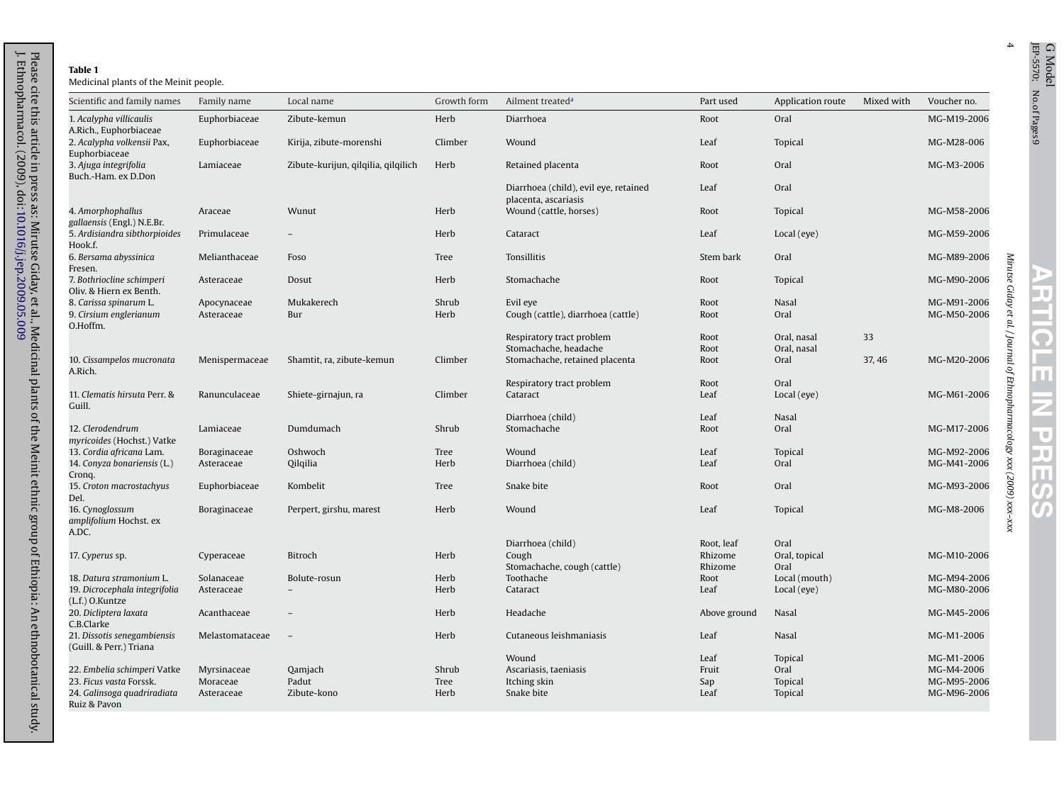**Table 1**
Medicinal plants of the Meinit people.

| Scientific and family names | Family name | Local name | Growth form | Ailment treated[a] | Part used | Application route | Mixed with | Voucher no. |
|---|---|---|---|---|---|---|---|---|
| 1. *Acalypha villicaulis* A.Rich., Euphorbiaceae | Euphorbiaceae | Zibute-kemun | Herb | Diarrhoea | Root | Oral | | MG-M19-2006 |
| 2. *Acalypha volkensii* Pax, Euphorbiaceae | Euphorbiaceae | Kirija, zibute-morenshi | Climber | Wound | Leaf | Topical | | MG-M28-006 |
| 3. *Ajuga integrifolia* Buch.-Ham. ex D.Don | Lamiaceae | Zibute-kurijun, qilqilia, qilqilich | Herb | Retained placenta | Root | Oral | | MG-M3-2006 |
| | | | | Diarrhoea (child), evil eye, retained placenta, ascariasis | Leaf | Oral | | |
| 4. *Amorphophallus gallaensis* (Engl.) N.E.Br. | Araceae | Wunut | Herb | Wound (cattle, horses) | Root | Topical | | MG-M58-2006 |
| 5. *Ardisiandra sibthorpioides* Hook.f. | Primulaceae | – | Herb | Cataract | Leaf | Local (eye) | | MG-M59-2006 |
| 6. *Bersama abyssinica* Fresen. | Melianthaceae | Foso | Tree | Tonsillitis | Stem bark | Oral | | MG-M89-2006 |
| 7. *Bothriocline schimperi* Oliv. & Hiern ex Benth. | Asteraceae | Dosut | Herb | Stomachache | Root | Topical | | MG-M90-2006 |
| 8. *Carissa spinarum* L. | Apocynaceae | Mukakerech | Shrub | Evil eye | Root | Nasal | | MG-M91-2006 |
| 9. *Cirsium englerianum* O.Hoffm. | Asteraceae | Bur | Herb | Cough (cattle), diarrhoea (cattle) | Root | Oral | | MG-M50-2006 |
| | | | | Respiratory tract problem | Root | Oral, nasal | 33 | |
| | | | | Stomachache, headache | Root | Oral, nasal | | |
| 10. *Cissampelos mucronata* A.Rich. | Menispermaceae | Shamtit, ra, zibute-kemun | Climber | Stomachache, retained placenta | Root | Oral | 37, 46 | MG-M20-2006 |
| | | | | Respiratory tract problem | Root | Oral | | |
| 11. *Clematis hirsuta* Perr. & Guill. | Ranunculaceae | Shiete-girnajun, ra | Climber | Cataract | Leaf | Local (eye) | | MG-M61-2006 |
| | | | | Diarrhoea (child) | Leaf | Nasal | | |
| 12. *Clerodendrum myricoides* (Hochst.) Vatke | Lamiaceae | Dumdumach | Shrub | Stomachache | Root | Oral | | MG-M17-2006 |
| 13. *Cordia africana* Lam. | Boraginaceae | Oshwoch | Tree | Wound | Leaf | Topical | | MG-M92-2006 |
| 14. *Conyza bonariensis* (L.) Cronq. | Asteraceae | Qilqilia | Herb | Diarrhoea (child) | Leaf | Oral | | MG-M41-2006 |
| 15. *Croton macrostachyus* Del. | Euphorbiaceae | Kombelit | Tree | Snake bite | Root | Oral | | MG-M93-2006 |
| 16. *Cynoglossum amplifolium* Hochst. ex A.DC. | Boraginaceae | Perpert, girshu, marest | Herb | Wound | Leaf | Topical | | MG-M8-2006 |
| | | | | Diarrhoea (child) | Root, leaf | Oral | | |
| 17. *Cyperus* sp. | Cyperaceae | Bitroch | Herb | Cough | Rhizome | Oral, topical | | MG-M10-2006 |
| | | | | Stomachache, cough (cattle) | Rhizome | Oral | | |
| 18. *Datura stramonium* L. | Solanaceae | Bolute-rosun | Herb | Toothache | Root | Local (mouth) | | MG-M94-2006 |
| 19. *Dicrocephala integrifolia* (L.f.) O.Kuntze | Asteraceae | – | Herb | Cataract | Leaf | Local (eye) | | MG-M80-2006 |
| 20. *Dicliptera laxata* C.B.Clarke | Acanthaceae | – | Herb | Headache | Above ground | Nasal | | MG-M45-2006 |
| 21. *Dissotis senegambiensis* (Guill. & Perr.) Triana | Melastomataceae | – | Herb | Cutaneous leishmaniasis | Leaf | Nasal | | MG-M1-2006 |
| | | | | Wound | Leaf | Topical | | MG-M1-2006 |
| 22. *Embelia schimperi* Vatke | Myrsinaceae | Qamjach | Shrub | Ascariasis, taeniasis | Fruit | Oral | | MG-M4-2006 |
| 23. *Ficus vasta* Forssk. | Moraceae | Padut | Tree | Itching skin | Sap | Topical | | MG-M95-2006 |
| 24. *Galinsoga quadriradiata* Ruiz & Pavon | Asteraceae | Zibute-kono | Herb | Snake bite | Leaf | Topical | | MG-M96-2006 |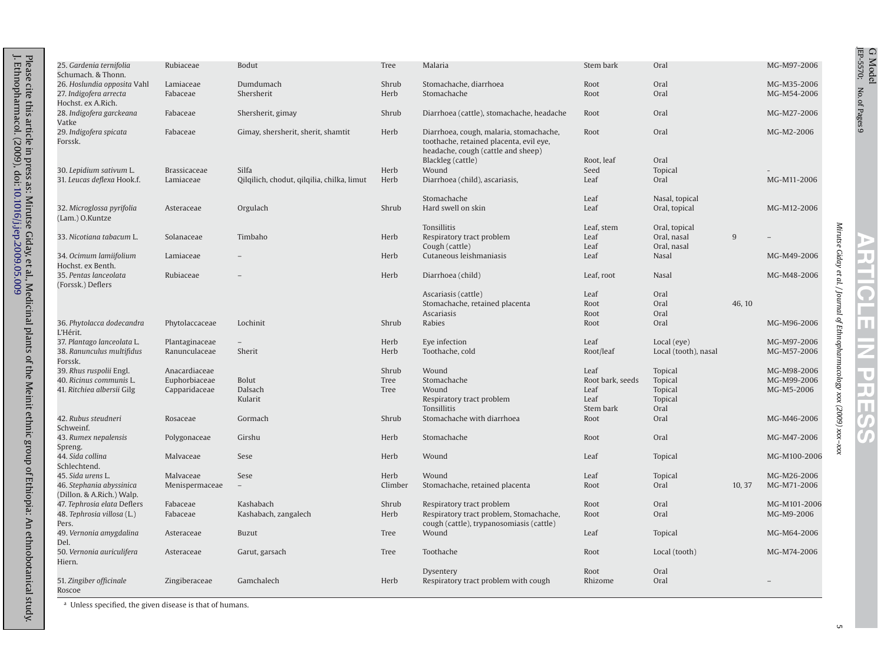| | | | | | | | | |
|---|---|---|---|---|---|---|---|---|
| 25. *Gardenia ternifolia* Schumach. & Thonn. | Rubiaceae | Bodut | Tree | Malaria | Stem bark | Oral | | MG-M97-2006 |
| 26. *Hoslundia opposita* Vahl | Lamiaceae | Dumdumach | Shrub | Stomachache, diarrhoea | Root | Oral | | MG-M35-2006 |
| 27. *Indigofera arrecta* Hochst. ex A.Rich. | Fabaceae | Shersherit | Herb | Stomachache | Root | Oral | | MG-M54-2006 |
| 28. *Indigofera garckeana* Vatke | Fabaceae | Shersherit, gimay | Shrub | Diarrhoea (cattle), stomachache, headache | Root | Oral | | MG-M27-2006 |
| 29. *Indigofera spicata* Forssk. | Fabaceae | Gimay, shersherit, sherit, shamtit | Herb | Diarrhoea, cough, malaria, stomachache, toothache, retained placenta, evil eye, headache, cough (cattle and sheep) | Root | Oral | | MG-M2-2006 |
| | | | | Blackleg (cattle) | Root, leaf | Oral | | |
| 30. *Lepidium sativum* L. | Brassicaceae | Silfa | Herb | Wound | Seed | Topical | | - |
| 31. *Leucas deflexa* Hook.f. | Lamiaceae | Qilqilich, chodut, qilqilia, chilka, limut | Herb | Diarrhoea (child), ascariasis, | Leaf | Oral | | MG-M11-2006 |
| | | | | Stomachache | Leaf | Nasal, topical | | |
| 32. *Microglossa pyrifolia* (Lam.) O.Kuntze | Asteraceae | Orgulach | Shrub | Hard swell on skin | Leaf | Oral, topical | | MG-M12-2006 |
| | | | | Tonsillitis | Leaf, stem | Oral, topical | | |
| 33. *Nicotiana tabacum* L. | Solanaceae | Timbaho | Herb | Respiratory tract problem | Leaf | Oral, nasal | 9 | – |
| | | | | Cough (cattle) | Leaf | Oral, nasal | | |
| 34. *Ocimum lamiifolium* Hochst. ex Benth. | Lamiaceae | – | Herb | Cutaneous leishmaniasis | Leaf | Nasal | | MG-M49-2006 |
| 35. *Pentas lanceolata* (Forssk.) Deflers | Rubiaceae | – | Herb | Diarrhoea (child) | Leaf, root | Nasal | | MG-M48-2006 |
| | | | | Ascariasis (cattle) | Leaf | Oral | | |
| | | | | Stomachache, retained placenta | Root | Oral | 46, 10 | |
| | | | | Ascariasis | Root | Oral | | |
| 36. *Phytolacca dodecandra* L'Hérit. | Phytolaccaceae | Lochinit | Shrub | Rabies | Root | Oral | | MG-M96-2006 |
| 37. *Plantago lanceolata* L. | Plantaginaceae | – | Herb | Eye infection | Leaf | Local (eye) | | MG-M97-2006 |
| 38. *Ranunculus multifidus* Forssk. | Ranunculaceae | Sherit | Herb | Toothache, cold | Root/leaf | Local (tooth), nasal | | MG-M57-2006 |
| 39. *Rhus ruspolii* Engl. | Anacardiaceae | | Shrub | Wound | Leaf | Topical | | MG-M98-2006 |
| 40. *Ricinus communis* L. | Euphorbiaceae | Bolut | Tree | Stomachache | Root bark, seeds | Topical | | MG-M99-2006 |
| 41. *Ritchiea albersii* Gilg | Capparidaceae | Dalsach | Tree | Wound | Leaf | Topical | | MG-M5-2006 |
| | | Kularit | | Respiratory tract problem | Leaf | Topical | | |
| | | | | Tonsillitis | Stem bark | Oral | | |
| 42. *Rubus steudneri* Schweinf. | Rosaceae | Gormach | Shrub | Stomachache with diarrhoea | Root | Oral | | MG-M46-2006 |
| 43. *Rumex nepalensis* Spreng. | Polygonaceae | Girshu | Herb | Stomachache | Root | Oral | | MG-M47-2006 |
| 44. *Sida collina* Schlechtend. | Malvaceae | Sese | Herb | Wound | Leaf | Topical | | MG-M100-2006 |
| 45. *Sida urens* L. | Malvaceae | Sese | Herb | Wound | Leaf | Topical | | MG-M26-2006 |
| 46. *Stephania abyssinica* (Dillon. & A.Rich.) Walp. | Menispermaceae | – | Climber | Stomachache, retained placenta | Root | Oral | 10, 37 | MG-M71-2006 |
| 47. *Tephrosia elata* Deflers | Fabaceae | Kashabach | Shrub | Respiratory tract problem | Root | Oral | | MG-M101-2006 |
| 48. *Tephrosia villosa* (L.) Pers. | Fabaceae | Kashabach, zangalech | Herb | Respiratory tract problem, Stomachache, cough (cattle), trypanosomiasis (cattle) | Root | Oral | | MG-M9-2006 |
| 49. *Vernonia amygdalina* Del. | Asteraceae | Buzut | Tree | Wound | Leaf | Topical | | MG-M64-2006 |
| 50. *Vernonia auriculifera* Hiern. | Asteraceae | Garut, garsach | Tree | Toothache | Root | Local (tooth) | | MG-M74-2006 |
| | | | | Dysentery | Root | Oral | | |
| 51. *Zingiber officinale* Roscoe | Zingiberaceae | Gamchalech | Herb | Respiratory tract problem with cough | Rhizome | Oral | | – |

[a] Unless specified, the given disease is that of humans.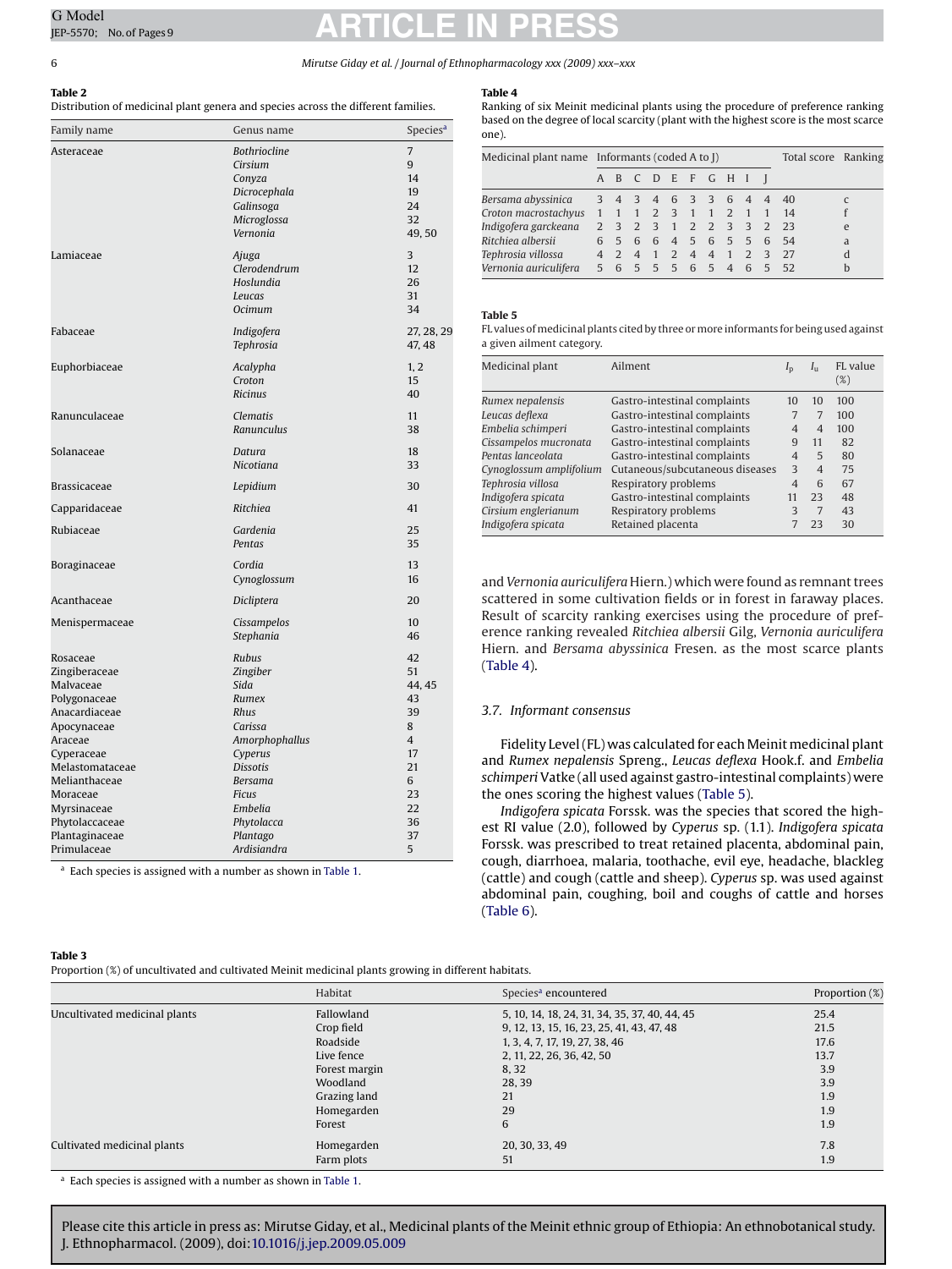**Table 2**
Distribution of medicinal plant genera and species across the different families.

| Family name | Genus name | Species[a] |
|---|---|---|
| Asteraceae | *Bothriocline* | 7 |
| | *Cirsium* | 9 |
| | *Conyza* | 14 |
| | *Dicrocephala* | 19 |
| | *Galinsoga* | 24 |
| | *Microglossa* | 32 |
| | *Vernonia* | 49, 50 |
| Lamiaceae | *Ajuga* | 3 |
| | *Clerodendrum* | 12 |
| | *Hoslundia* | 26 |
| | *Leucas* | 31 |
| | *Ocimum* | 34 |
| Fabaceae | *Indigofera* | 27, 28, 29 |
| | *Tephrosia* | 47, 48 |
| Euphorbiaceae | *Acalypha* | 1, 2 |
| | *Croton* | 15 |
| | *Ricinus* | 40 |
| Ranunculaceae | *Clematis* | 11 |
| | *Ranunculus* | 38 |
| Solanaceae | *Datura* | 18 |
| | *Nicotiana* | 33 |
| Brassicaceae | *Lepidium* | 30 |
| Capparidaceae | *Ritchiea* | 41 |
| Rubiaceae | *Gardenia* | 25 |
| | *Pentas* | 35 |
| Boraginaceae | *Cordia* | 13 |
| | *Cynoglossum* | 16 |
| Acanthaceae | *Dicliptera* | 20 |
| Menispermaceae | *Cissampelos* | 10 |
| | *Stephania* | 46 |
| Rosaceae | *Rubus* | 42 |
| Zingiberaceae | *Zingiber* | 51 |
| Malvaceae | *Sida* | 44, 45 |
| Polygonaceae | *Rumex* | 43 |
| Anacardiaceae | *Rhus* | 39 |
| Apocynaceae | *Carissa* | 8 |
| Araceae | *Amorphophallus* | 4 |
| Cyperaceae | *Cyperus* | 17 |
| Melastomataceae | *Dissotis* | 21 |
| Melianthaceae | *Bersama* | 6 |
| Moraceae | *Ficus* | 23 |
| Myrsinaceae | *Embelia* | 22 |
| Phytolaccaceae | *Phytolacca* | 36 |
| Plantaginaceae | *Plantago* | 37 |
| Primulaceae | *Ardisiandra* | 5 |

[a] Each species is assigned with a number as shown in Table 1.

**Table 4**
Ranking of six Meinit medicinal plants using the procedure of preference ranking based on the degree of local scarcity (plant with the highest score is the most scarce one).

| Medicinal plant name | Informants (coded A to J) | | | | | | | | | | Total score | Ranking |
|---|---|---|---|---|---|---|---|---|---|---|---|---|
| | A | B | C | D | E | F | G | H | I | J | | |
| *Bersama abyssinica* | 3 | 4 | 3 | 4 | 6 | 3 | 3 | 6 | 4 | 4 | 40 | c |
| *Croton macrostachyus* | 1 | 1 | 1 | 2 | 3 | 1 | 1 | 2 | 1 | 1 | 14 | f |
| *Indigofera garckeana* | 2 | 3 | 2 | 3 | 1 | 2 | 2 | 3 | 3 | 2 | 23 | e |
| *Ritchiea albersii* | 6 | 5 | 6 | 6 | 4 | 5 | 6 | 5 | 5 | 6 | 54 | a |
| *Tephrosia villossa* | 4 | 2 | 4 | 1 | 2 | 4 | 4 | 1 | 2 | 3 | 27 | d |
| *Vernonia auriculifera* | 5 | 6 | 5 | 5 | 5 | 6 | 5 | 4 | 6 | 5 | 52 | b |

**Table 5**
FL values of medicinal plants cited by three or more informants for being used against a given ailment category.

| Medicinal plant | Ailment | $I_p$ | $I_u$ | FL value (%) |
|---|---|---|---|---|
| *Rumex nepalensis* | Gastro-intestinal complaints | 10 | 10 | 100 |
| *Leucas deflexa* | Gastro-intestinal complaints | 7 | 7 | 100 |
| *Embelia schimperi* | Gastro-intestinal complaints | 4 | 4 | 100 |
| *Cissampelos mucronata* | Gastro-intestinal complaints | 9 | 11 | 82 |
| *Pentas lanceolata* | Gastro-intestinal complaints | 4 | 5 | 80 |
| *Cynoglossum amplifolium* | Cutaneous/subcutaneous diseases | 3 | 4 | 75 |
| *Tephrosia villosa* | Respiratory problems | 4 | 6 | 67 |
| *Indigofera spicata* | Gastro-intestinal complaints | 11 | 23 | 48 |
| *Cirsium englerianum* | Respiratory problems | 3 | 7 | 43 |
| *Indigofera spicata* | Retained placenta | 7 | 23 | 30 |

and *Vernonia auriculifera* Hiern.) which were found as remnant trees scattered in some cultivation fields or in forest in faraway places. Result of scarcity ranking exercises using the procedure of preference ranking revealed *Ritchiea albersii* Gilg, *Vernonia auriculifera* Hiern. and *Bersama abyssinica* Fresen. as the most scarce plants (Table 4).

### 3.7. Informant consensus

Fidelity Level (FL) was calculated for each Meinit medicinal plant and *Rumex nepalensis* Spreng., *Leucas deflexa* Hook.f. and *Embelia schimperi* Vatke (all used against gastro-intestinal complaints) were the ones scoring the highest values (Table 5).

*Indigofera spicata* Forssk. was the species that scored the highest RI value (2.0), followed by *Cyperus* sp. (1.1). *Indigofera spicata* Forssk. was prescribed to treat retained placenta, abdominal pain, cough, diarrhoea, malaria, toothache, evil eye, headache, blackleg (cattle) and cough (cattle and sheep). *Cyperus* sp. was used against abdominal pain, coughing, boil and coughs of cattle and horses (Table 6).

**Table 3**
Proportion (%) of uncultivated and cultivated Meinit medicinal plants growing in different habitats.

| | Habitat | Species[a] encountered | Proportion (%) |
|---|---|---|---|
| Uncultivated medicinal plants | Fallowland | 5, 10, 14, 18, 24, 31, 34, 35, 37, 40, 44, 45 | 25.4 |
| | Crop field | 9, 12, 13, 15, 16, 23, 25, 41, 43, 47, 48 | 21.5 |
| | Roadside | 1, 3, 4, 7, 17, 19, 27, 38, 46 | 17.6 |
| | Live fence | 2, 11, 22, 26, 36, 42, 50 | 13.7 |
| | Forest margin | 8, 32 | 3.9 |
| | Woodland | 28, 39 | 3.9 |
| | Grazing land | 21 | 1.9 |
| | Homegarden | 29 | 1.9 |
| | Forest | 6 | 1.9 |
| Cultivated medicinal plants | Homegarden | 20, 30, 33, 49 | 7.8 |
| | Farm plots | 51 | 1.9 |

[a] Each species is assigned with a number as shown in Table 1.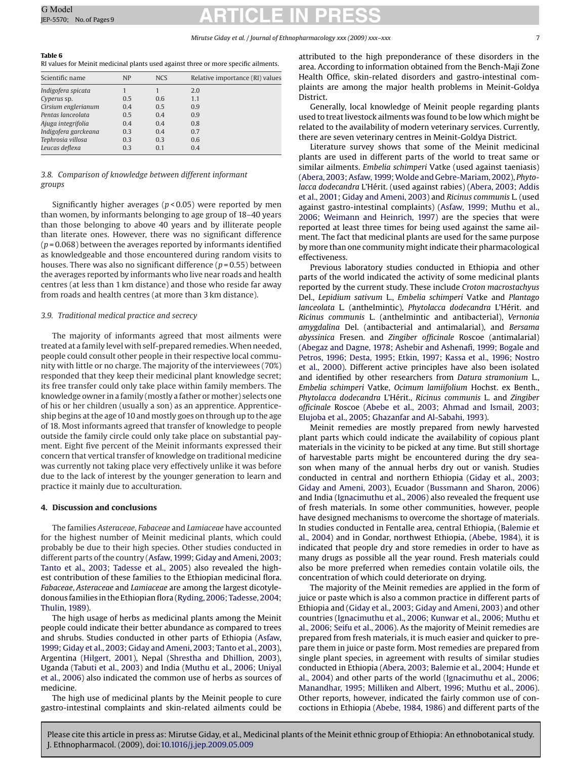**Table 6**
RI values for Meinit medicinal plants used against three or more specific ailments.

| Scientific name | NP | NCS | Relative importance (RI) values |
|---|---|---|---|
| *Indigofera spicata* | 1 | 1 | 2.0 |
| *Cyperus* sp. | 0.5 | 0.6 | 1.1 |
| *Cirsium englerianum* | 0.4 | 0.5 | 0.9 |
| *Pentas lanceolata* | 0.5 | 0.4 | 0.9 |
| *Ajuga integrifolia* | 0.4 | 0.4 | 0.8 |
| *Indigofera garckeana* | 0.3 | 0.4 | 0.7 |
| *Tephrosia villosa* | 0.3 | 0.3 | 0.6 |
| *Leucas deflexa* | 0.3 | 0.1 | 0.4 |

### 3.8. Comparison of knowledge between different informant groups

Significantly higher averages ($p < 0.05$) were reported by men than women, by informants belonging to age group of 18–40 years than those belonging to above 40 years and by illiterate people than literate ones. However, there was no significant difference ($p = 0.068$) between the averages reported by informants identified as knowledgeable and those encountered during random visits to houses. There was also no significant difference ($p = 0.55$) between the averages reported by informants who live near roads and health centres (at less than 1 km distance) and those who reside far away from roads and health centres (at more than 3 km distance).

### 3.9. Traditional medical practice and secrecy

The majority of informants agreed that most ailments were treated at a family level with self-prepared remedies. When needed, people could consult other people in their respective local community with little or no charge. The majority of the interviewees (70%) responded that they keep their medicinal plant knowledge secret; its free transfer could only take place within family members. The knowledge owner in a family (mostly a father or mother) selects one of his or her children (usually a son) as an apprentice. Apprenticeship begins at the age of 10 and mostly goes on through up to the age of 18. Most informants agreed that transfer of knowledge to people outside the family circle could only take place on substantial payment. Eight five percent of the Meinit informants expressed their concern that vertical transfer of knowledge on traditional medicine was currently not taking place very effectively unlike it was before due to the lack of interest by the younger generation to learn and practice it mainly due to acculturation.

## 4. Discussion and conclusions

The families *Asteraceae*, *Fabaceae* and *Lamiaceae* have accounted for the highest number of Meinit medicinal plants, which could probably be due to their high species. Other studies conducted in different parts of the country (Asfaw, 1999; Giday and Ameni, 2003; Tanto et al., 2003; Tadesse et al., 2005) also revealed the highest contribution of these families to the Ethiopian medicinal flora. *Fabaceae*, *Asteraceae* and *Lamiaceae* are among the largest dicotyledonous families in the Ethiopian flora (Ryding, 2006; Tadesse, 2004; Thulin, 1989).

The high usage of herbs as medicinal plants among the Meinit people could indicate their better abundance as compared to trees and shrubs. Studies conducted in other parts of Ethiopia (Asfaw, 1999; Giday et al., 2003; Giday and Ameni, 2003; Tanto et al., 2003), Argentina (Hilgert, 2001), Nepal (Shrestha and Dhillion, 2003), Uganda (Tabuti et al., 2003) and India (Muthu et al., 2006; Uniyal et al., 2006) also indicated the common use of herbs as sources of medicine.

The high use of medicinal plants by the Meinit people to cure gastro-intestinal complaints and skin-related ailments could be attributed to the high preponderance of these disorders in the area. According to information obtained from the Bench-Maji Zone Health Office, skin-related disorders and gastro-intestinal complaints are among the major health problems in Meinit-Goldya District.

Generally, local knowledge of Meinit people regarding plants used to treat livestock ailments was found to be low which might be related to the availability of modern veterinary services. Currently, there are seven veterinary centres in Meinit-Goldya District.

Literature survey shows that some of the Meinit medicinal plants are used in different parts of the world to treat same or similar ailments. *Embelia schimperi* Vatke (used against taeniasis) (Abera, 2003; Asfaw, 1999; Wolde and Gebre-Mariam, 2002), *Phytolacca dodecandra* L'Hérit. (used against rabies) (Abera, 2003; Addis et al., 2001; Giday and Ameni, 2003) and *Ricinus communis* L. (used against gastro-intestinal complaints) (Asfaw, 1999; Muthu et al., 2006; Weimann and Heinrich, 1997) are the species that were reported at least three times for being used against the same ailment. The fact that medicinal plants are used for the same purpose by more than one community might indicate their pharmacological effectiveness.

Previous laboratory studies conducted in Ethiopia and other parts of the world indicated the activity of some medicinal plants reported by the current study. These include *Croton macrostachyus* Del., *Lepidium sativum* L., *Embelia schimperi* Vatke and *Plantago lanceolata* L. (anthelmintic), *Phytolacca dodecandra* L'Hérit. and *Ricinus communis* L. (anthelmintic and antibacterial), *Vernonia amygdalina* Del. (antibacterial and antimalarial), and *Bersama abyssinica* Fresen. and *Zingiber officinale* Roscoe (antimalarial) (Abegaz and Dagne, 1978; Ashebir and Ashenafi, 1999; Bogale and Petros, 1996; Desta, 1995; Etkin, 1997; Kassa et al., 1996; Nostro et al., 2000). Different active principles have also been isolated and identified by other researchers from *Datura stramonium* L., *Embelia schimperi* Vatke, *Ocimum lamiifolium* Hochst. ex Benth., *Phytolacca dodecandra* L'Hérit., *Ricinus communis* L. and *Zingiber officinale* Roscoe (Abebe et al., 2003; Ahmad and Ismail, 2003; Elujoba et al., 2005; Ghazanfar and Al-Sabahi, 1993).

Meinit remedies are mostly prepared from newly harvested plant parts which could indicate the availability of copious plant materials in the vicinity to be picked at any time. But still shortage of harvestable parts might be encountered during the dry season when many of the annual herbs dry out or vanish. Studies conducted in central and northern Ethiopia (Giday et al., 2003; Giday and Ameni, 2003), Ecuador (Bussmann and Sharon, 2006) and India (Ignacimuthu et al., 2006) also revealed the frequent use of fresh materials. In some other communities, however, people have designed mechanisms to overcome the shortage of materials. In studies conducted in Fentalle area, central Ethiopia, (Balemie et al., 2004) and in Gondar, northwest Ethiopia, (Abebe, 1984), it is indicated that people dry and store remedies in order to have as many drugs as possible all the year round. Fresh materials could also be more preferred when remedies contain volatile oils, the concentration of which could deteriorate on drying.

The majority of the Meinit remedies are applied in the form of juice or paste which is also a common practice in different parts of Ethiopia and (Giday et al., 2003; Giday and Ameni, 2003) and other countries (Ignacimuthu et al., 2006; Kunwar et al., 2006; Muthu et al., 2006; Seifu et al., 2006). As the majority of Meinit remedies are prepared from fresh materials, it is much easier and quicker to prepare them in juice or paste form. Most remedies are prepared from single plant species, in agreement with results of similar studies conducted in Ethiopia (Abera, 2003; Balemie et al., 2004; Hunde et al., 2004) and other parts of the world (Ignacimuthu et al., 2006; Manandhar, 1995; Milliken and Albert, 1996; Muthu et al., 2006). Other reports, however, indicated the fairly common use of concoctions in Ethiopia (Abebe, 1984, 1986) and different parts of the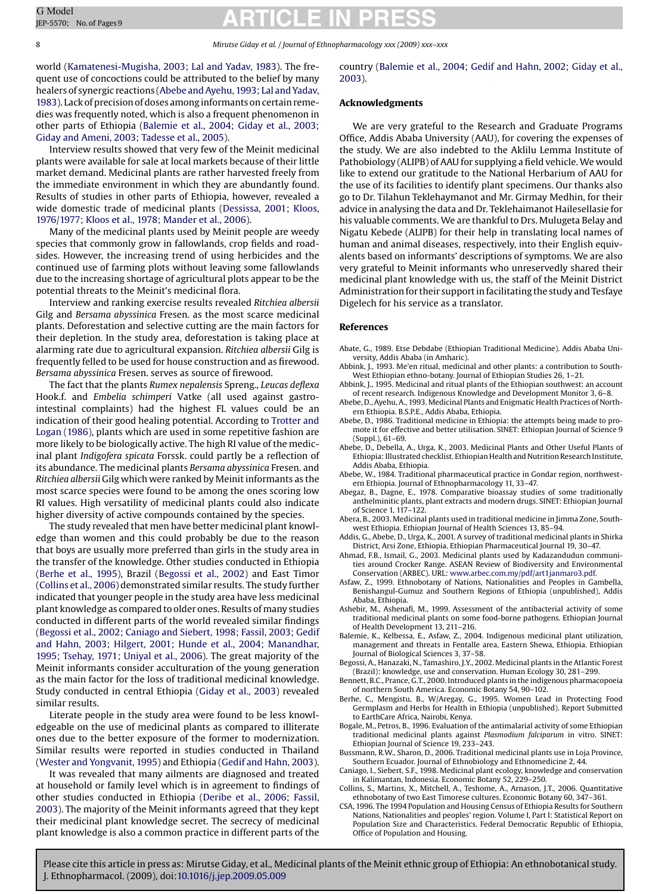world (Kamatenesi-Mugisha, 2003; Lal and Yadav, 1983). The frequent use of concoctions could be attributed to the belief by many healers of synergic reactions (Abebe and Ayehu, 1993; Lal and Yadav, 1983). Lack of precision of doses among informants on certain remedies was frequently noted, which is also a frequent phenomenon in other parts of Ethiopia (Balemie et al., 2004; Giday et al., 2003; Giday and Ameni, 2003; Tadesse et al., 2005).

Interview results showed that very few of the Meinit medicinal plants were available for sale at local markets because of their little market demand. Medicinal plants are rather harvested freely from the immediate environment in which they are abundantly found. Results of studies in other parts of Ethiopia, however, revealed a wide domestic trade of medicinal plants (Dessissa, 2001; Kloos, 1976/1977; Kloos et al., 1978; Mander et al., 2006).

Many of the medicinal plants used by Meinit people are weedy species that commonly grow in fallowlands, crop fields and roadsides. However, the increasing trend of using herbicides and the continued use of farming plots without leaving some fallowlands due to the increasing shortage of agricultural plots appear to be the potential threats to the Meinit's medicinal flora.

Interview and ranking exercise results revealed *Ritchiea albersii* Gilg and *Bersama abyssinica* Fresen. as the most scarce medicinal plants. Deforestation and selective cutting are the main factors for their depletion. In the study area, deforestation is taking place at alarming rate due to agricultural expansion. *Ritchiea albersii* Gilg is frequently felled to be used for house construction and as firewood. *Bersama abyssinica* Fresen. serves as source of firewood.

The fact that the plants *Rumex nepalensis* Spreng., *Leucas deflexa* Hook.f. and *Embelia schimperi* Vatke (all used against gastro-intestinal complaints) had the highest FL values could be an indication of their good healing potential. According to Trotter and Logan (1986), plants which are used in some repetitive fashion are more likely to be biologically active. The high RI value of the medicinal plant *Indigofera spicata* Forssk. could partly be a reflection of its abundance. The medicinal plants *Bersama abyssinica* Fresen. and *Ritchiea albersii* Gilg which were ranked by Meinit informants as the most scarce species were found to be among the ones scoring low RI values. High versatility of medicinal plants could also indicate higher diversity of active compounds contained by the species.

The study revealed that men have better medicinal plant knowledge than women and this could probably be due to the reason that boys are usually more preferred than girls in the study area in the transfer of the knowledge. Other studies conducted in Ethiopia (Berhe et al., 1995), Brazil (Begossi et al., 2002) and East Timor (Collins et al., 2006) demonstrated similar results. The study further indicated that younger people in the study area have less medicinal plant knowledge as compared to older ones. Results of many studies conducted in different parts of the world revealed similar findings (Begossi et al., 2002; Caniago and Siebert, 1998; Fassil, 2003; Gedif and Hahn, 2003; Hilgert, 2001; Hunde et al., 2004; Manandhar, 1995; Tsehay, 1971; Uniyal et al., 2006). The great majority of the Meinit informants consider acculturation of the young generation as the main factor for the loss of traditional medicinal knowledge. Study conducted in central Ethiopia (Giday et al., 2003) revealed similar results.

Literate people in the study area were found to be less knowledgeable on the use of medicinal plants as compared to illiterate ones due to the better exposure of the former to modernization. Similar results were reported in studies conducted in Thailand (Wester and Yongvanit, 1995) and Ethiopia (Gedif and Hahn, 2003).

It was revealed that many ailments are diagnosed and treated at household or family level which is in agreement to findings of other studies conducted in Ethiopia (Deribe et al., 2006; Fassil, 2003). The majority of the Meinit informants agreed that they kept their medicinal plant knowledge secret. The secrecy of medicinal plant knowledge is also a common practice in different parts of the country (Balemie et al., 2004; Gedif and Hahn, 2002; Giday et al., 2003).

## Acknowledgments

We are very grateful to the Research and Graduate Programs Office, Addis Ababa University (AAU), for covering the expenses of the study. We are also indebted to the Aklilu Lemma Institute of Pathobiology (ALIPB) of AAU for supplying a field vehicle. We would like to extend our gratitude to the National Herbarium of AAU for the use of its facilities to identify plant specimens. Our thanks also go to Dr. Tilahun Teklehaymanot and Mr. Girmay Medhin, for their advice in analysing the data and Dr. Teklehaimanot Hailesellasie for his valuable comments. We are thankful to Drs. Mulugeta Belay and Nigatu Kebede (ALIPB) for their help in translating local names of human and animal diseases, respectively, into their English equivalents based on informants' descriptions of symptoms. We are also very grateful to Meinit informants who unreservedly shared their medicinal plant knowledge with us, the staff of the Meinit District Administration for their support in facilitating the study and Tesfaye Digelech for his service as a translator.

## References

Abate, G., 1989. Etse Debdabe (Ethiopian Traditional Medicine). Addis Ababa University, Addis Ababa (in Amharic).

Abbink, J., 1993. Me'en ritual, medicinal and other plants: a contribution to South-West Ethiopian ethno-botany. Journal of Ethiopian Studies 26, 1–21.

Abbink, J., 1995. Medicinal and ritual plants of the Ethiopian southwest: an account of recent research. Indigenous Knowledge and Development Monitor 3, 6–8.

Abebe, D., Ayehu, A., 1993. Medicinal Plants and Enigmatic Health Practices of Northern Ethiopia. B.S.P.E., Addis Ababa, Ethiopia.

Abebe, D., 1986. Traditional medicine in Ethiopia: the attempts being made to promote it for effective and better utilisation. SINET: Ethiopian Journal of Science 9 (Suppl.), 61–69.

Abebe, D., Debella, A., Urga, K., 2003. Medicinal Plants and Other Useful Plants of Ethiopia: Illustrated checklist. Ethiopian Health and Nutrition Research Institute, Addis Ababa, Ethiopia.

Abebe, W., 1984. Traditional pharmaceutical practice in Gondar region, northwestern Ethiopia. Journal of Ethnopharmacology 11, 33–47.

Abegaz, B., Dagne, E., 1978. Comparative bioassay studies of some traditionally anthelminitic plants, plant extracts and modern drugs. SINET: Ethiopian Journal of Science 1, 117–122.

Abera, B., 2003. Medicinal plants used in traditional medicine in Jimma Zone, Southwest Ethiopia. Ethiopian Journal of Health Sciences 13, 85–94.

Addis, G., Abebe, D., Urga, K., 2001. A survey of traditional medicinal plants in Shirka District, Arsi Zone, Ethiopia. Ethiopian Pharmaceutical Journal 19, 30–47.

Ahmad, F.B., Ismail, G., 2003. Medicinal plants used by Kadazandudun communities around Crocker Range. ASEAN Review of Biodiversity and Environmental Conservation (ARBEC). URL: www.arbec.com.my/pdf/art1janmaro3.pdf.

Asfaw, Z., 1999. Ethnobotany of Nations, Nationalities and Peoples in Gambella, Benishangul-Gumuz and Southern Regions of Ethiopia (unpublished), Addis Ababa, Ethiopia.

Ashebir, M., Ashenafi, M., 1999. Assessment of the antibacterial activity of some traditional medicinal plants on some food-borne pathogens. Ethiopian Journal of Health Development 13, 211–216.

Balemie, K., Kelbessa, E., Asfaw, Z., 2004. Indigenous medicinal plant utilization, management and threats in Fentalle area, Eastern Shewa, Ethiopia. Ethiopian Journal of Biological Sciences 3, 37–58.

Begossi, A., Hanazaki, N., Tamashiro, J.Y., 2002. Medicinal plants in the Atlantic Forest (Brazil): knowledge, use and conservation. Human Ecology 30, 281–299.

Bennett, B.C., Prance, G.T., 2000. Introduced plants in the indigenous pharmacopoeia of northern South America. Economic Botany 54, 90–102.

Berhe, C., Mengistu, B., W/Aregay, G., 1995. Women Lead in Protecting Food Germplasm and Herbs for Health in Ethiopia (unpublished). Report Submitted to EarthCare Africa, Nairobi, Kenya.

Bogale, M., Petros, B., 1996. Evaluation of the antimalarial activity of some Ethiopian traditional medicinal plants against *Plasmodium falciparum* in vitro. SINET: Ethiopian Journal of Science 19, 233–243.

Bussmann, R.W., Sharon, D., 2006. Traditional medicinal plants use in Loja Province, Southern Ecuador. Journal of Ethnobiology and Ethnomedicine 2, 44.

Caniago, I., Siebert, S.F., 1998. Medicinal plant ecology, knowledge and conservation in Kalimantan, Indonesia. Economic Botany 52, 229–250.

Collins, S., Martins, X., Mitchell, A., Teshome, A., Arnason, J.T., 2006. Quantitative ethnobotany of two East Timorese cultures. Economic Botany 60, 347–361.

CSA, 1996. The 1994 Population and Housing Census of Ethiopia Results for Southern Nations, Nationalities and peoples' region. Volume I, Part I: Statistical Report on Population Size and Characteristics. Federal Democratic Republic of Ethiopia, Office of Population and Housing.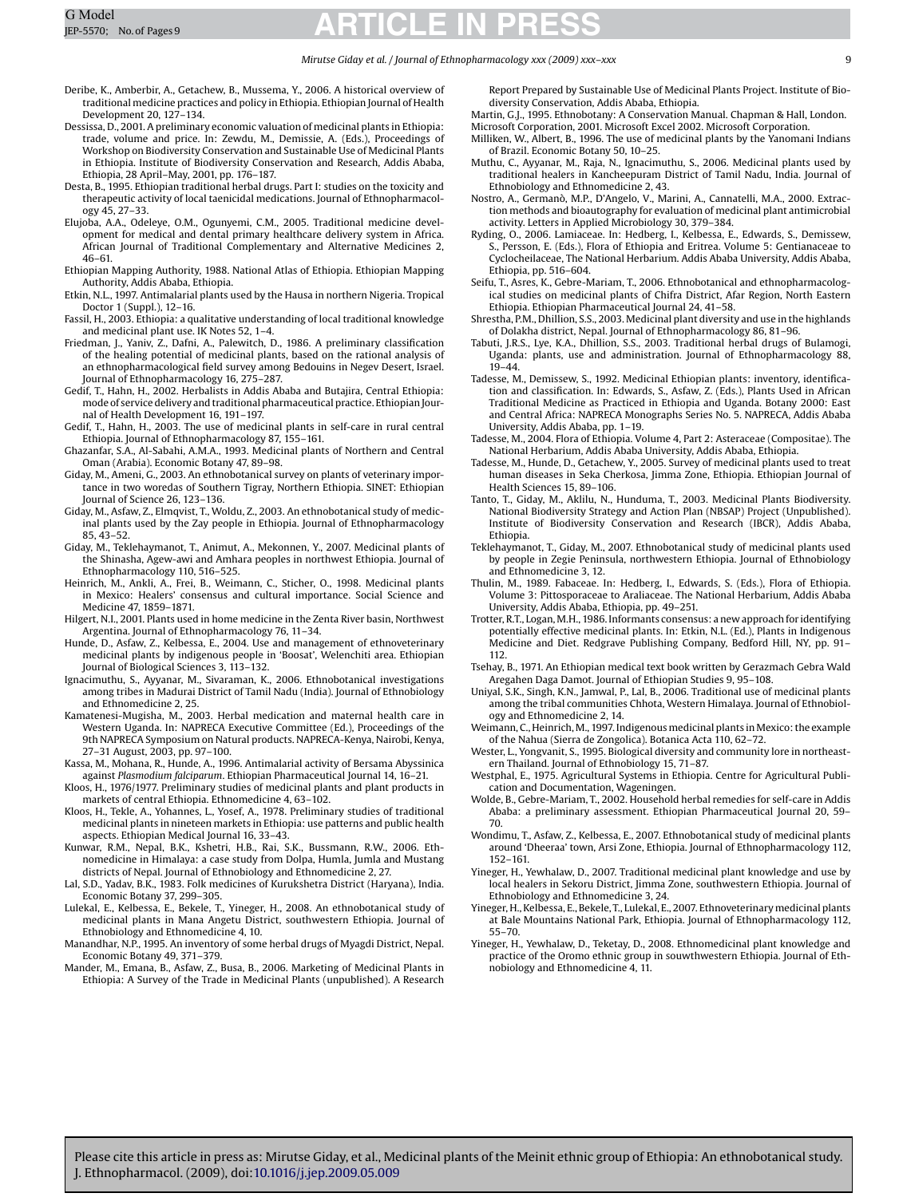Deribe, K., Amberbir, A., Getachew, B., Mussema, Y., 2006. A historical overview of traditional medicine practices and policy in Ethiopia. Ethiopian Journal of Health Development 20, 127–134.

Dessissa, D., 2001. A preliminary economic valuation of medicinal plants in Ethiopia: trade, volume and price. In: Zewdu, M., Demissie, A. (Eds.), Proceedings of Workshop on Biodiversity Conservation and Sustainable Use of Medicinal Plants in Ethiopia. Institute of Biodiversity Conservation and Research, Addis Ababa, Ethiopia, 28 April–May, 2001, pp. 176–187.

Desta, B., 1995. Ethiopian traditional herbal drugs. Part I: studies on the toxicity and therapeutic activity of local taenicidal medications. Journal of Ethnopharmacology 45, 27–33.

Elujoba, A.A., Odeleye, O.M., Ogunyemi, C.M., 2005. Traditional medicine development for medical and dental primary healthcare delivery system in Africa. African Journal of Traditional Complementary and Alternative Medicines 2, 46–61.

Ethiopian Mapping Authority, 1988. National Atlas of Ethiopia. Ethiopian Mapping Authority, Addis Ababa, Ethiopia.

Etkin, N.L., 1997. Antimalarial plants used by the Hausa in northern Nigeria. Tropical Doctor 1 (Suppl.), 12–16.

Fassil, H., 2003. Ethiopia: a qualitative understanding of local traditional knowledge and medicinal plant use. IK Notes 52, 1–4.

Friedman, J., Yaniv, Z., Dafni, A., Palewitch, D., 1986. A preliminary classification of the healing potential of medicinal plants, based on the rational analysis of an ethnopharmacological field survey among Bedouins in Negev Desert, Israel. Journal of Ethnopharmacology 16, 275–287.

Gedif, T., Hahn, H., 2002. Herbalists in Addis Ababa and Butajira, Central Ethiopia: mode of service delivery and traditional pharmaceutical practice. Ethiopian Journal of Health Development 16, 191–197.

Gedif, T., Hahn, H., 2003. The use of medicinal plants in self-care in rural central Ethiopia. Journal of Ethnopharmacology 87, 155–161.

Ghazanfar, S.A., Al-Sabahi, A.M.A., 1993. Medicinal plants of Northern and Central Oman (Arabia). Economic Botany 47, 89–98.

Giday, M., Ameni, G., 2003. An ethnobotanical survey on plants of veterinary importance in two woredas of Southern Tigray, Northern Ethiopia. SINET: Ethiopian Journal of Science 26, 123–136.

Giday, M., Asfaw, Z., Elmqvist, T., Woldu, Z., 2003. An ethnobotanical study of medicinal plants used by the Zay people in Ethiopia. Journal of Ethnopharmacology 85, 43–52.

Giday, M., Teklehaymanot, T., Animut, A., Mekonnen, Y., 2007. Medicinal plants of the Shinasha, Agew-awi and Amhara peoples in northwest Ethiopia. Journal of Ethnopharmacology 110, 516–525.

Heinrich, M., Ankli, A., Frei, B., Weimann, C., Sticher, O., 1998. Medicinal plants in Mexico: Healers' consensus and cultural importance. Social Science and Medicine 47, 1859–1871.

Hilgert, N.I., 2001. Plants used in home medicine in the Zenta River basin, Northwest Argentina. Journal of Ethnopharmacology 76, 11–34.

Hunde, D., Asfaw, Z., Kelbessa, E., 2004. Use and management of ethnoveterinary medicinal plants by indigenous people in 'Boosat', Welenchiti area. Ethiopian Journal of Biological Sciences 3, 113–132.

Ignacimuthu, S., Ayyanar, M., Sivaraman, K., 2006. Ethnobotanical investigations among tribes in Madurai District of Tamil Nadu (India). Journal of Ethnobiology and Ethnomedicine 2, 25.

Kamatenesi-Mugisha, M., 2003. Herbal medication and maternal health care in Western Uganda. In: NAPRECA Executive Committee (Ed.), Proceedings of the 9th NAPRECA Symposium on Natural products. NAPRECA-Kenya, Nairobi, Kenya, 27–31 August, 2003, pp. 97–100.

Kassa, M., Mohana, R., Hunde, A., 1996. Antimalarial activity of Bersama Abyssinica against *Plasmodium falciparum*. Ethiopian Pharmaceutical Journal 14, 16–21.

Kloos, H., 1976/1977. Preliminary studies of medicinal plants and plant products in markets of central Ethiopia. Ethnomedicine 4, 63–102.

Kloos, H., Tekle, A., Yohannes, L., Yosef, A., 1978. Preliminary studies of traditional medicinal plants in nineteen markets in Ethiopia: use patterns and public health aspects. Ethiopian Medical Journal 16, 33–43.

Kunwar, R.M., Nepal, B.K., Kshetri, H.B., Rai, S.K., Bussmann, R.W., 2006. Ethnomedicine in Himalaya: a case study from Dolpa, Humla, Jumla and Mustang districts of Nepal. Journal of Ethnobiology and Ethnomedicine 2, 27.

Lal, S.D., Yadav, B.K., 1983. Folk medicines of Kurukshetra District (Haryana), India. Economic Botany 37, 299–305.

Lulekal, E., Kelbessa, E., Bekele, T., Yineger, H., 2008. An ethnobotanical study of medicinal plants in Mana Angetu District, southwestern Ethiopia. Journal of Ethnobiology and Ethnomedicine 4, 10.

Manandhar, N.P., 1995. An inventory of some herbal drugs of Myagdi District, Nepal. Economic Botany 49, 371–379.

Mander, M., Emana, B., Asfaw, Z., Busa, B., 2006. Marketing of Medicinal Plants in Ethiopia: A Survey of the Trade in Medicinal Plants (unpublished). A Research Report Prepared by Sustainable Use of Medicinal Plants Project. Institute of Biodiversity Conservation, Addis Ababa, Ethiopia.

Martin, G.J., 1995. Ethnobotany: A Conservation Manual. Chapman & Hall, London.

Microsoft Corporation, 2001. Microsoft Excel 2002. Microsoft Corporation.

Milliken, W., Albert, B., 1996. The use of medicinal plants by the Yanomani Indians of Brazil. Economic Botany 50, 10–25.

Muthu, C., Ayyanar, M., Raja, N., Ignacimuthu, S., 2006. Medicinal plants used by traditional healers in Kancheepuram District of Tamil Nadu, India. Journal of Ethnobiology and Ethnomedicine 2, 43.

Nostro, A., Germanò, M.P., D'Angelo, V., Marini, A., Cannatelli, M.A., 2000. Extraction methods and bioautography for evaluation of medicinal plant antimicrobial activity. Letters in Applied Microbiology 30, 379–384.

Ryding, O., 2006. Lamiaceae. In: Hedberg, I., Kelbessa, E., Edwards, S., Demissew, S., Persson, E. (Eds.), Flora of Ethiopia and Eritrea. Volume 5: Gentianaceae to Cyclocheilaceae, The National Herbarium. Addis Ababa University, Addis Ababa, Ethiopia, pp. 516–604.

Seifu, T., Asres, K., Gebre-Mariam, T., 2006. Ethnobotanical and ethnopharmacological studies on medicinal plants of Chifra District, Afar Region, North Eastern Ethiopia. Ethiopian Pharmaceutical Journal 24, 41–58.

Shrestha, P.M., Dhillion, S.S., 2003. Medicinal plant diversity and use in the highlands of Dolakha district, Nepal. Journal of Ethnopharmacology 86, 81–96.

Tabuti, J.R.S., Lye, K.A., Dhillion, S.S., 2003. Traditional herbal drugs of Bulamogi, Uganda: plants, use and administration. Journal of Ethnopharmacology 88, 19–44.

Tadesse, M., Demissew, S., 1992. Medicinal Ethiopian plants: inventory, identification and classification. In: Edwards, S., Asfaw, Z. (Eds.), Plants Used in African Traditional Medicine as Practiced in Ethiopia and Uganda. Botany 2000: East and Central Africa: NAPRECA Monographs Series No. 5. NAPRECA, Addis Ababa University, Addis Ababa, pp. 1–19.

Tadesse, M., 2004. Flora of Ethiopia. Volume 4, Part 2: Asteraceae (Compositae). The National Herbarium, Addis Ababa University, Addis Ababa, Ethiopia.

Tadesse, M., Hunde, D., Getachew, Y., 2005. Survey of medicinal plants used to treat human diseases in Seka Cherkosa, Jimma Zone, Ethiopia. Ethiopian Journal of Health Sciences 15, 89–106.

Tanto, T., Giday, M., Aklilu, N., Hunduma, T., 2003. Medicinal Plants Biodiversity. National Biodiversity Strategy and Action Plan (NBSAP) Project (Unpublished). Institute of Biodiversity Conservation and Research (IBCR), Addis Ababa, Ethiopia.

Teklehaymanot, T., Giday, M., 2007. Ethnobotanical study of medicinal plants used by people in Zegie Peninsula, northwestern Ethiopia. Journal of Ethnobiology and Ethnomedicine 3, 12.

Thulin, M., 1989. Fabaceae. In: Hedberg, I., Edwards, S. (Eds.), Flora of Ethiopia. Volume 3: Pittosporaceae to Araliaceae. The National Herbarium, Addis Ababa University, Addis Ababa, Ethiopia, pp. 49–251.

Trotter, R.T., Logan, M.H., 1986. Informants consensus: a new approach for identifying potentially effective medicinal plants. In: Etkin, N.L. (Ed.), Plants in Indigenous Medicine and Diet. Redgrave Publishing Company, Bedford Hill, NY, pp. 91–112.

Tsehay, B., 1971. An Ethiopian medical text book written by Gerazmach Gebra Wald Aregahen Daga Damot. Journal of Ethiopian Studies 9, 95–108.

Uniyal, S.K., Singh, K.N., Jamwal, P., Lal, B., 2006. Traditional use of medicinal plants among the tribal communities Chhota, Western Himalaya. Journal of Ethnobiology and Ethnomedicine 2, 14.

Weimann, C., Heinrich, M., 1997. Indigenous medicinal plants in Mexico: the example of the Nahua (Sierra de Zongolica). Botanica Acta 110, 62–72.

Wester, L., Yongvanit, S., 1995. Biological diversity and community lore in northeastern Thailand. Journal of Ethnobiology 15, 71–87.

Westphal, E., 1975. Agricultural Systems in Ethiopia. Centre for Agricultural Publication and Documentation, Wageningen.

Wolde, B., Gebre-Mariam, T., 2002. Household herbal remedies for self-care in Addis Ababa: a preliminary assessment. Ethiopian Pharmaceutical Journal 20, 59–70.

Wondimu, T., Asfaw, Z., Kelbessa, E., 2007. Ethnobotanical study of medicinal plants around 'Dheeraa' town, Arsi Zone, Ethiopia. Journal of Ethnopharmacology 112, 152–161.

Yineger, H., Yewhalaw, D., 2007. Traditional medicinal plant knowledge and use by local healers in Sekoru District, Jimma Zone, southwestern Ethiopia. Journal of Ethnobiology and Ethnomedicine 3, 24.

Yineger, H., Kelbessa, E., Bekele, T., Lulekal, E., 2007. Ethnoveterinary medicinal plants at Bale Mountains National Park, Ethiopia. Journal of Ethnopharmacology 112, 55–70.

Yineger, H., Yewhalaw, D., Teketay, D., 2008. Ethnomedicinal plant knowledge and practice of the Oromo ethnic group in souwthwestern Ethiopia. Journal of Ethnobiology and Ethnomedicine 4, 11.